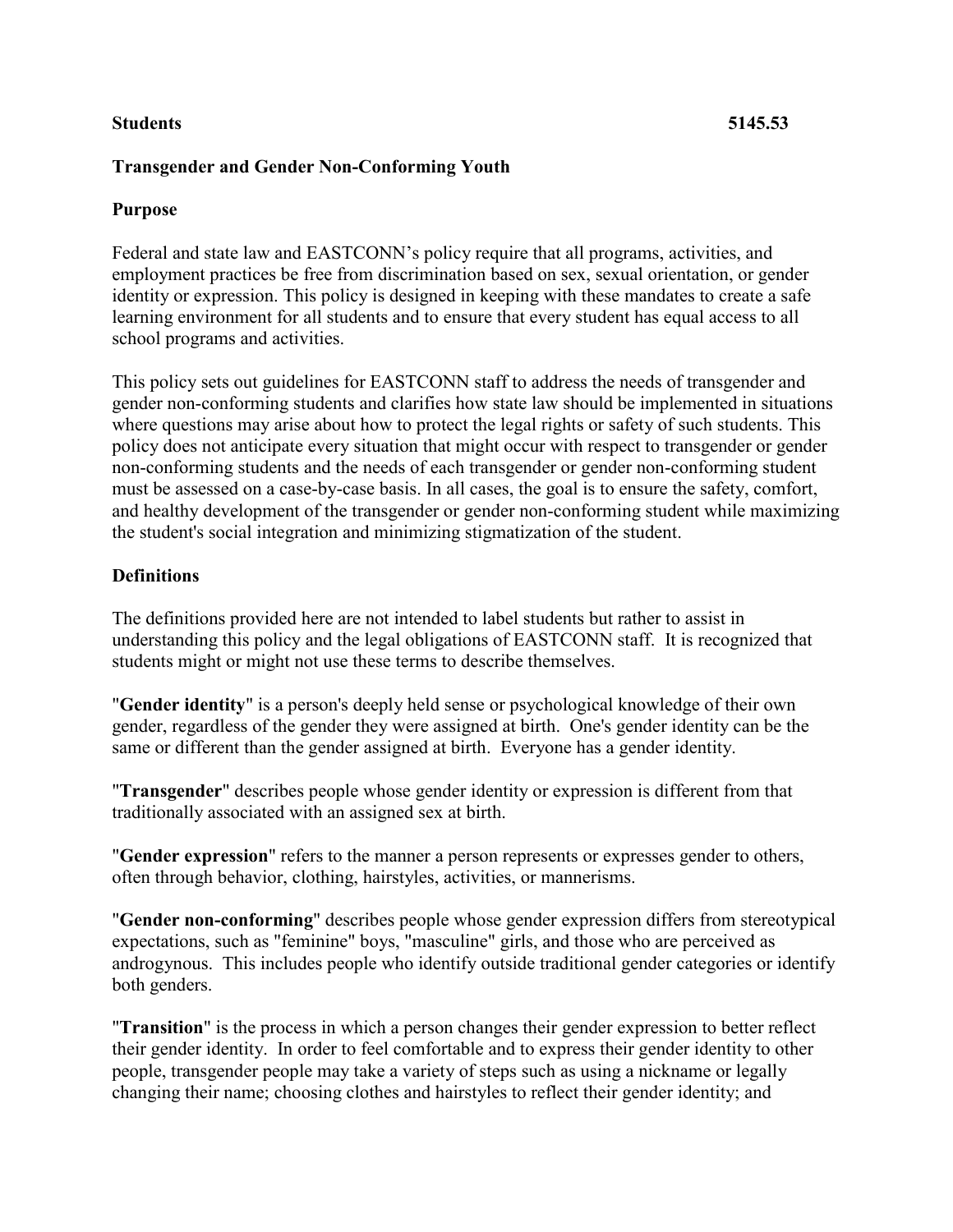**Students** **5145.53**

## Transgender and Gender Non-Conforming Youth

### Purpose

Federal and state law and EASTCONN's policy require that all programs, activities, and employment practices be free from discrimination based on sex, sexual orientation, or gender identity or expression. This policy is designed in keeping with these mandates to create a safe learning environment for all students and to ensure that every student has equal access to all school programs and activities.

This policy sets out guidelines for EASTCONN staff to address the needs of transgender and gender non-conforming students and clarifies how state law should be implemented in situations where questions may arise about how to protect the legal rights or safety of such students. This policy does not anticipate every situation that might occur with respect to transgender or gender non-conforming students and the needs of each transgender or gender non-conforming student must be assessed on a case-by-case basis. In all cases, the goal is to ensure the safety, comfort, and healthy development of the transgender or gender non-conforming student while maximizing the student's social integration and minimizing stigmatization of the student.

### Definitions

The definitions provided here are not intended to label students but rather to assist in understanding this policy and the legal obligations of EASTCONN staff. It is recognized that students might or might not use these terms to describe themselves.

"**Gender identity**" is a person's deeply held sense or psychological knowledge of their own gender, regardless of the gender they were assigned at birth. One's gender identity can be the same or different than the gender assigned at birth. Everyone has a gender identity.

"**Transgender**" describes people whose gender identity or expression is different from that traditionally associated with an assigned sex at birth.

"**Gender expression**" refers to the manner a person represents or expresses gender to others, often through behavior, clothing, hairstyles, activities, or mannerisms.

"**Gender non-conforming**" describes people whose gender expression differs from stereotypical expectations, such as "feminine" boys, "masculine" girls, and those who are perceived as androgynous. This includes people who identify outside traditional gender categories or identify both genders.

"**Transition**" is the process in which a person changes their gender expression to better reflect their gender identity. In order to feel comfortable and to express their gender identity to other people, transgender people may take a variety of steps such as using a nickname or legally changing their name; choosing clothes and hairstyles to reflect their gender identity; and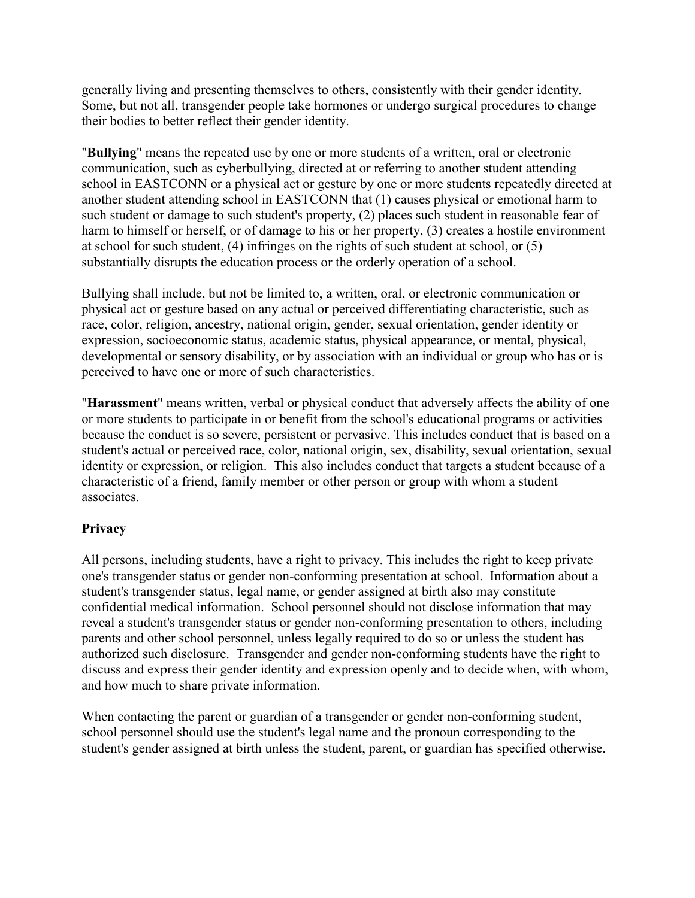generally living and presenting themselves to others, consistently with their gender identity. Some, but not all, transgender people take hormones or undergo surgical procedures to change their bodies to better reflect their gender identity.

"**Bullying**" means the repeated use by one or more students of a written, oral or electronic communication, such as cyberbullying, directed at or referring to another student attending school in EASTCONN or a physical act or gesture by one or more students repeatedly directed at another student attending school in EASTCONN that (1) causes physical or emotional harm to such student or damage to such student's property, (2) places such student in reasonable fear of harm to himself or herself, or of damage to his or her property, (3) creates a hostile environment at school for such student, (4) infringes on the rights of such student at school, or (5) substantially disrupts the education process or the orderly operation of a school.

Bullying shall include, but not be limited to, a written, oral, or electronic communication or physical act or gesture based on any actual or perceived differentiating characteristic, such as race, color, religion, ancestry, national origin, gender, sexual orientation, gender identity or expression, socioeconomic status, academic status, physical appearance, or mental, physical, developmental or sensory disability, or by association with an individual or group who has or is perceived to have one or more of such characteristics.

"**Harassment**" means written, verbal or physical conduct that adversely affects the ability of one or more students to participate in or benefit from the school's educational programs or activities because the conduct is so severe, persistent or pervasive. This includes conduct that is based on a student's actual or perceived race, color, national origin, sex, disability, sexual orientation, sexual identity or expression, or religion. This also includes conduct that targets a student because of a characteristic of a friend, family member or other person or group with whom a student associates.

**Privacy**

All persons, including students, have a right to privacy. This includes the right to keep private one's transgender status or gender non-conforming presentation at school. Information about a student's transgender status, legal name, or gender assigned at birth also may constitute confidential medical information. School personnel should not disclose information that may reveal a student's transgender status or gender non-conforming presentation to others, including parents and other school personnel, unless legally required to do so or unless the student has authorized such disclosure. Transgender and gender non-conforming students have the right to discuss and express their gender identity and expression openly and to decide when, with whom, and how much to share private information.

When contacting the parent or guardian of a transgender or gender non-conforming student, school personnel should use the student's legal name and the pronoun corresponding to the student's gender assigned at birth unless the student, parent, or guardian has specified otherwise.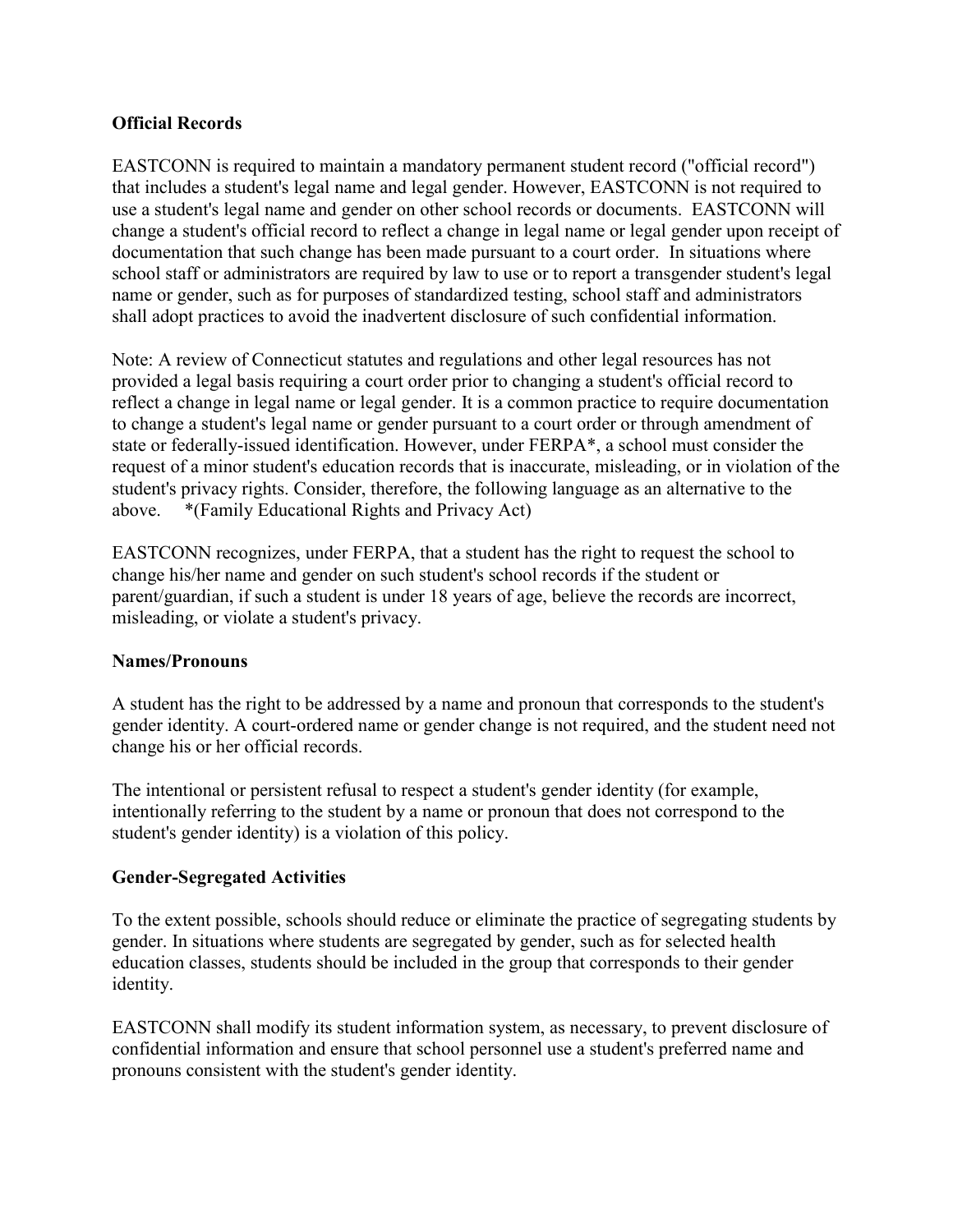**Official Records**

EASTCONN is required to maintain a mandatory permanent student record ("official record") that includes a student's legal name and legal gender. However, EASTCONN is not required to use a student's legal name and gender on other school records or documents. EASTCONN will change a student's official record to reflect a change in legal name or legal gender upon receipt of documentation that such change has been made pursuant to a court order. In situations where school staff or administrators are required by law to use or to report a transgender student's legal name or gender, such as for purposes of standardized testing, school staff and administrators shall adopt practices to avoid the inadvertent disclosure of such confidential information.

Note: A review of Connecticut statutes and regulations and other legal resources has not provided a legal basis requiring a court order prior to changing a student's official record to reflect a change in legal name or legal gender. It is a common practice to require documentation to change a student's legal name or gender pursuant to a court order or through amendment of state or federally-issued identification. However, under FERPA*, a school must consider the request of a minor student's education records that is inaccurate, misleading, or in violation of the student's privacy rights. Consider, therefore, the following language as an alternative to the above. *(Family Educational Rights and Privacy Act)

EASTCONN recognizes, under FERPA, that a student has the right to request the school to change his/her name and gender on such student's school records if the student or parent/guardian, if such a student is under 18 years of age, believe the records are incorrect, misleading, or violate a student's privacy.

**Names/Pronouns**

A student has the right to be addressed by a name and pronoun that corresponds to the student's gender identity. A court-ordered name or gender change is not required, and the student need not change his or her official records.

The intentional or persistent refusal to respect a student's gender identity (for example, intentionally referring to the student by a name or pronoun that does not correspond to the student's gender identity) is a violation of this policy.

**Gender-Segregated Activities**

To the extent possible, schools should reduce or eliminate the practice of segregating students by gender. In situations where students are segregated by gender, such as for selected health education classes, students should be included in the group that corresponds to their gender identity.

EASTCONN shall modify its student information system, as necessary, to prevent disclosure of confidential information and ensure that school personnel use a student's preferred name and pronouns consistent with the student's gender identity.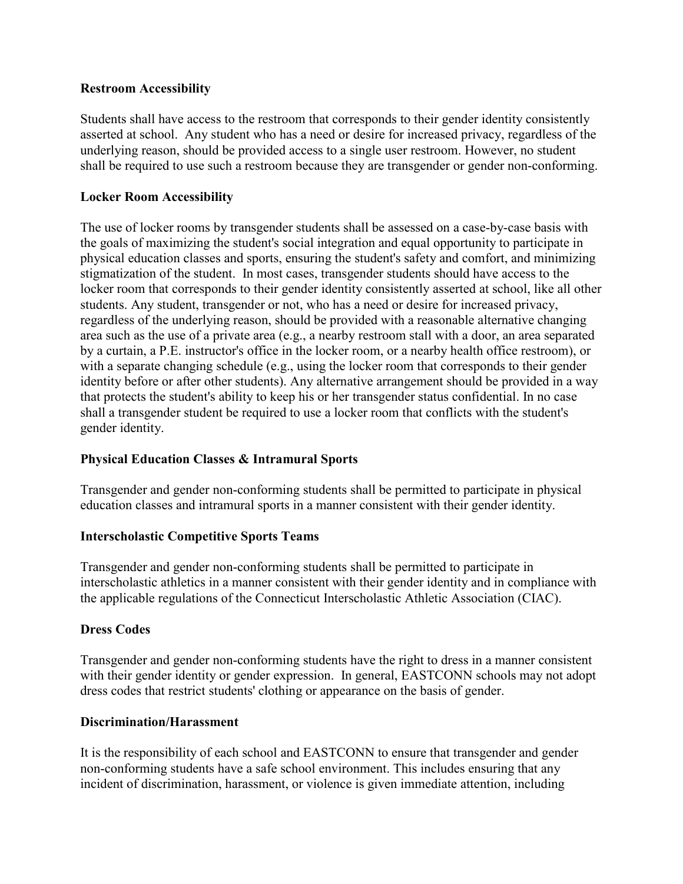**Restroom Accessibility**

Students shall have access to the restroom that corresponds to their gender identity consistently asserted at school. Any student who has a need or desire for increased privacy, regardless of the underlying reason, should be provided access to a single user restroom. However, no student shall be required to use such a restroom because they are transgender or gender non-conforming.

**Locker Room Accessibility**

The use of locker rooms by transgender students shall be assessed on a case-by-case basis with the goals of maximizing the student's social integration and equal opportunity to participate in physical education classes and sports, ensuring the student's safety and comfort, and minimizing stigmatization of the student. In most cases, transgender students should have access to the locker room that corresponds to their gender identity consistently asserted at school, like all other students. Any student, transgender or not, who has a need or desire for increased privacy, regardless of the underlying reason, should be provided with a reasonable alternative changing area such as the use of a private area (e.g., a nearby restroom stall with a door, an area separated by a curtain, a P.E. instructor's office in the locker room, or a nearby health office restroom), or with a separate changing schedule (e.g., using the locker room that corresponds to their gender identity before or after other students). Any alternative arrangement should be provided in a way that protects the student's ability to keep his or her transgender status confidential. In no case shall a transgender student be required to use a locker room that conflicts with the student's gender identity.

**Physical Education Classes & Intramural Sports**

Transgender and gender non-conforming students shall be permitted to participate in physical education classes and intramural sports in a manner consistent with their gender identity.

**Interscholastic Competitive Sports Teams**

Transgender and gender non-conforming students shall be permitted to participate in interscholastic athletics in a manner consistent with their gender identity and in compliance with the applicable regulations of the Connecticut Interscholastic Athletic Association (CIAC).

**Dress Codes**

Transgender and gender non-conforming students have the right to dress in a manner consistent with their gender identity or gender expression. In general, EASTCONN schools may not adopt dress codes that restrict students' clothing or appearance on the basis of gender.

**Discrimination/Harassment**

It is the responsibility of each school and EASTCONN to ensure that transgender and gender non-conforming students have a safe school environment. This includes ensuring that any incident of discrimination, harassment, or violence is given immediate attention, including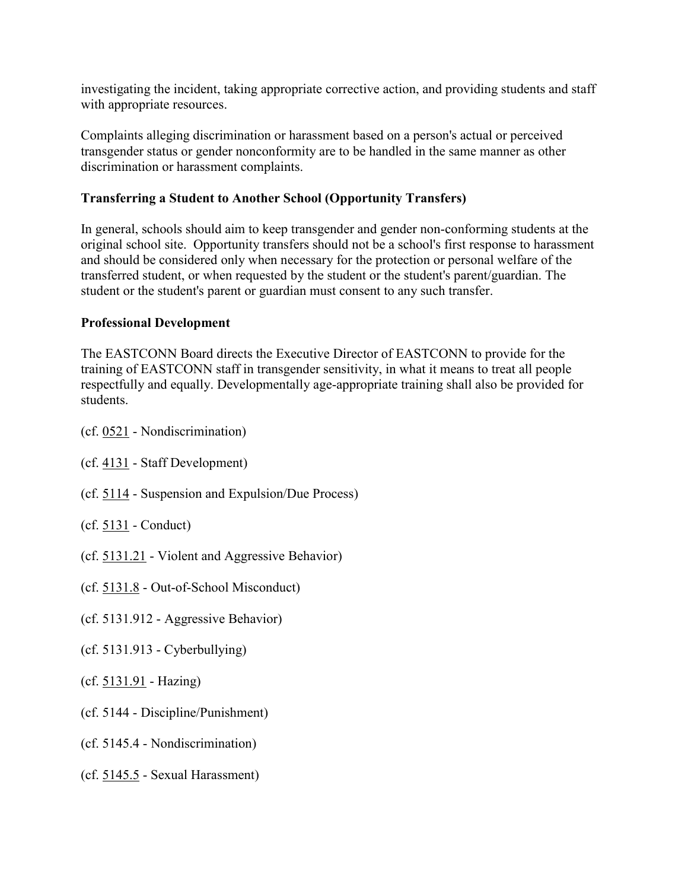investigating the incident, taking appropriate corrective action, and providing students and staff with appropriate resources.

Complaints alleging discrimination or harassment based on a person's actual or perceived transgender status or gender nonconformity are to be handled in the same manner as other discrimination or harassment complaints.

**Transferring a Student to Another School (Opportunity Transfers)**

In general, schools should aim to keep transgender and gender non-conforming students at the original school site. Opportunity transfers should not be a school's first response to harassment and should be considered only when necessary for the protection or personal welfare of the transferred student, or when requested by the student or the student's parent/guardian. The student or the student's parent or guardian must consent to any such transfer.

**Professional Development**

The EASTCONN Board directs the Executive Director of EASTCONN to provide for the training of EASTCONN staff in transgender sensitivity, in what it means to treat all people respectfully and equally. Developmentally age-appropriate training shall also be provided for students.

(cf. 0521 - Nondiscrimination)

(cf. 4131 - Staff Development)

(cf. 5114 - Suspension and Expulsion/Due Process)

(cf. 5131 - Conduct)

(cf. 5131.21 - Violent and Aggressive Behavior)

(cf. 5131.8 - Out-of-School Misconduct)

(cf. 5131.912 - Aggressive Behavior)

(cf. 5131.913 - Cyberbullying)

(cf. 5131.91 - Hazing)

(cf. 5144 - Discipline/Punishment)

(cf. 5145.4 - Nondiscrimination)

(cf. 5145.5 - Sexual Harassment)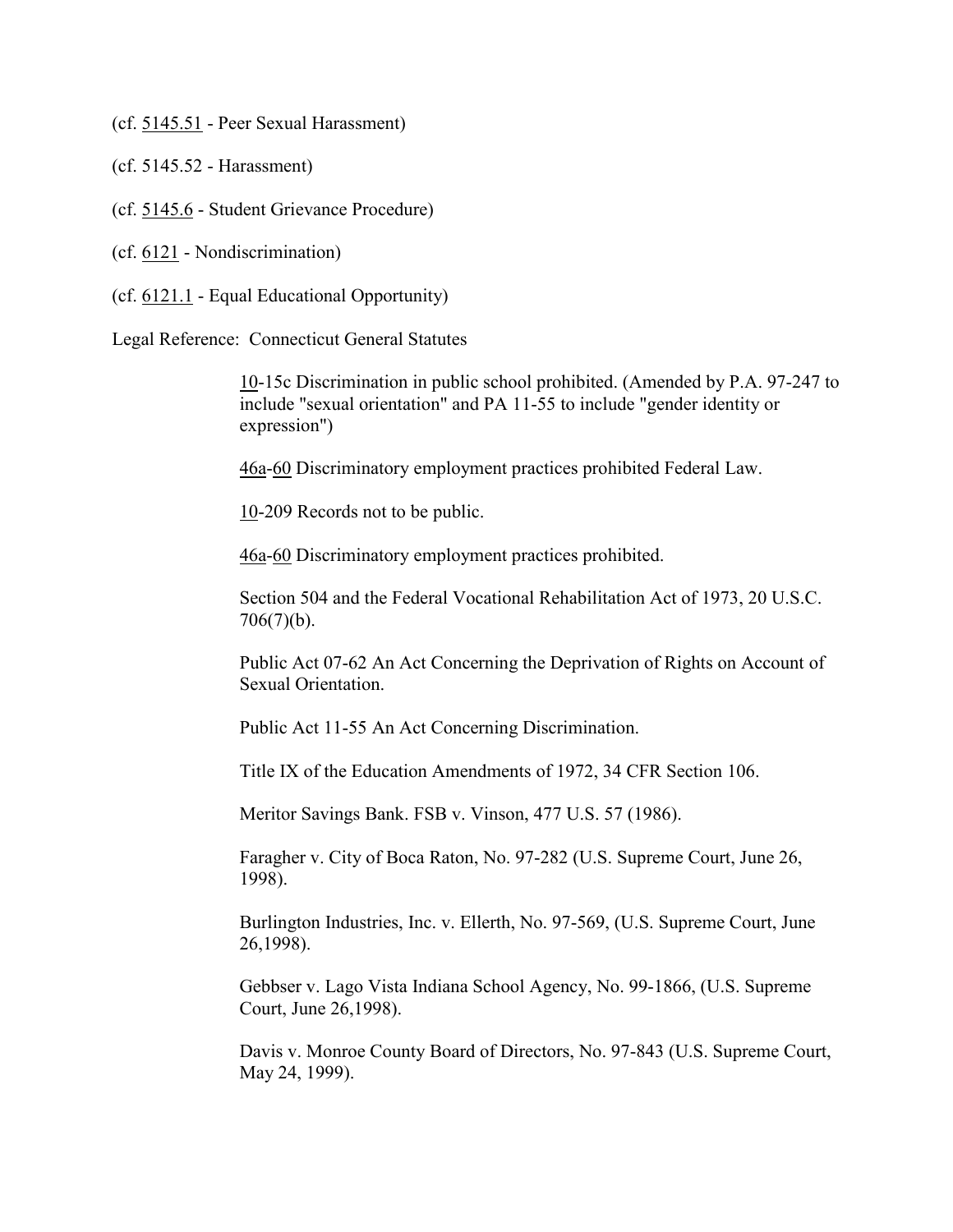(cf. 5145.51 - Peer Sexual Harassment)

(cf. 5145.52 - Harassment)

(cf. 5145.6 - Student Grievance Procedure)

(cf. 6121 - Nondiscrimination)

(cf. 6121.1 - Equal Educational Opportunity)

Legal Reference: Connecticut General Statutes

> 10-15c Discrimination in public school prohibited. (Amended by P.A. 97-247 to include "sexual orientation" and PA 11-55 to include "gender identity or expression")
>
> 46a-60 Discriminatory employment practices prohibited Federal Law.
>
> 10-209 Records not to be public.
>
> 46a-60 Discriminatory employment practices prohibited.
>
> Section 504 and the Federal Vocational Rehabilitation Act of 1973, 20 U.S.C. 706(7)(b).
>
> Public Act 07-62 An Act Concerning the Deprivation of Rights on Account of Sexual Orientation.
>
> Public Act 11-55 An Act Concerning Discrimination.
>
> Title IX of the Education Amendments of 1972, 34 CFR Section 106.
>
> Meritor Savings Bank. FSB v. Vinson, 477 U.S. 57 (1986).
>
> Faragher v. City of Boca Raton, No. 97-282 (U.S. Supreme Court, June 26, 1998).
>
> Burlington Industries, Inc. v. Ellerth, No. 97-569, (U.S. Supreme Court, June 26,1998).
>
> Gebbser v. Lago Vista Indiana School Agency, No. 99-1866, (U.S. Supreme Court, June 26,1998).
>
> Davis v. Monroe County Board of Directors, No. 97-843 (U.S. Supreme Court, May 24, 1999).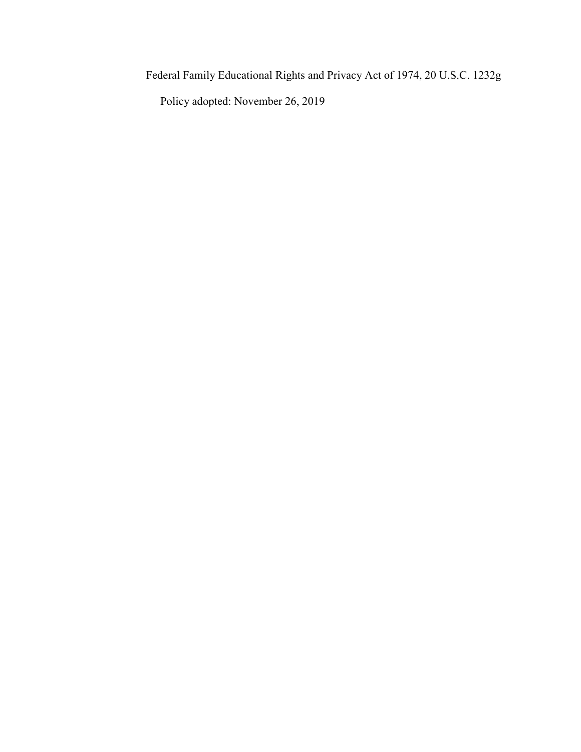Federal Family Educational Rights and Privacy Act of 1974, 20 U.S.C. 1232g

Policy adopted: November 26, 2019